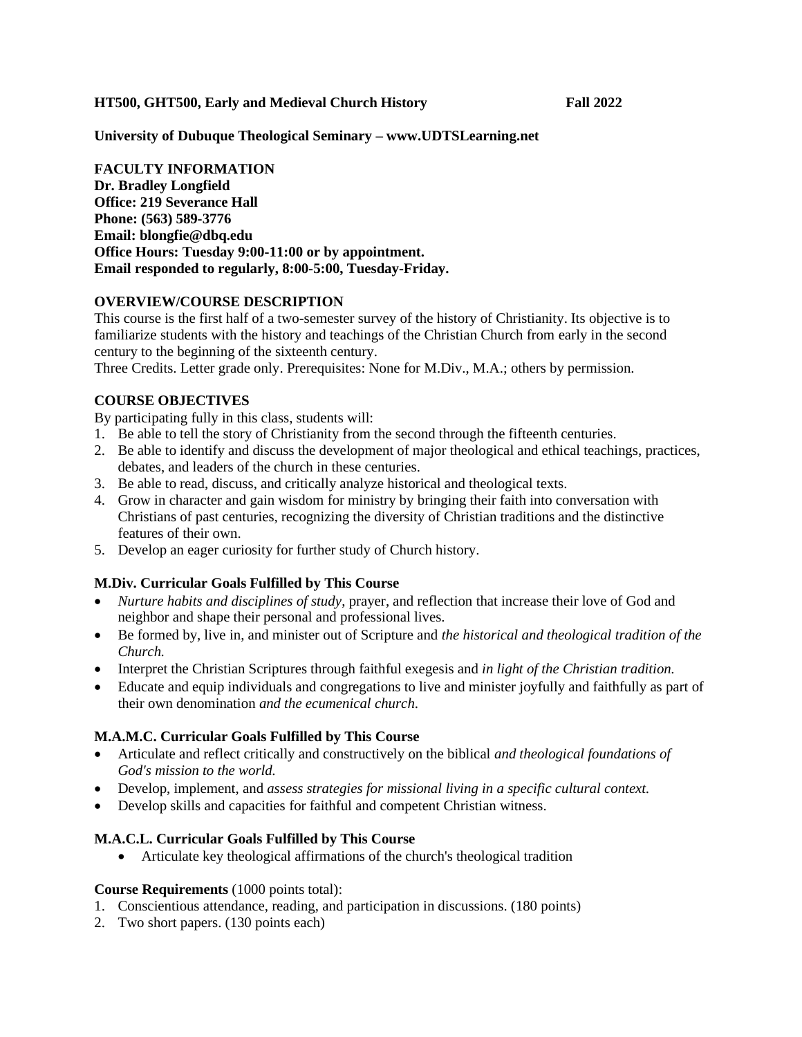**HT500, GHT500, Early and Medieval Church History** **Fall 2022**

**University of Dubuque Theological Seminary – www.UDTSLearning.net**

**FACULTY INFORMATION**
**Dr. Bradley Longfield**
**Office: 219 Severance Hall**
**Phone: (563) 589-3776**
**Email: blongfie@dbq.edu**
**Office Hours: Tuesday 9:00-11:00 or by appointment.**
**Email responded to regularly, 8:00-5:00, Tuesday-Friday.**

**OVERVIEW/COURSE DESCRIPTION**

This course is the first half of a two-semester survey of the history of Christianity. Its objective is to familiarize students with the history and teachings of the Christian Church from early in the second century to the beginning of the sixteenth century.
Three Credits. Letter grade only. Prerequisites: None for M.Div., M.A.; others by permission.

**COURSE OBJECTIVES**

By participating fully in this class, students will:

1. Be able to tell the story of Christianity from the second through the fifteenth centuries.
2. Be able to identify and discuss the development of major theological and ethical teachings, practices, debates, and leaders of the church in these centuries.
3. Be able to read, discuss, and critically analyze historical and theological texts.
4. Grow in character and gain wisdom for ministry by bringing their faith into conversation with Christians of past centuries, recognizing the diversity of Christian traditions and the distinctive features of their own.
5. Develop an eager curiosity for further study of Church history.

**M.Div. Curricular Goals Fulfilled by This Course**

- *Nurture habits and disciplines of study,* prayer, and reflection that increase their love of God and neighbor and shape their personal and professional lives.
- Be formed by, live in, and minister out of Scripture and *the historical and theological tradition of the Church.*
- Interpret the Christian Scriptures through faithful exegesis and *in light of the Christian tradition.*
- Educate and equip individuals and congregations to live and minister joyfully and faithfully as part of their own denomination *and the ecumenical church.*

**M.A.M.C. Curricular Goals Fulfilled by This Course**

- Articulate and reflect critically and constructively on the biblical *and theological foundations of God's mission to the world.*
- Develop, implement, and *assess strategies for missional living in a specific cultural context.*
- Develop skills and capacities for faithful and competent Christian witness.

**M.A.C.L. Curricular Goals Fulfilled by This Course**

- Articulate key theological affirmations of the church's theological tradition

**Course Requirements** (1000 points total):

1. Conscientious attendance, reading, and participation in discussions. (180 points)
2. Two short papers. (130 points each)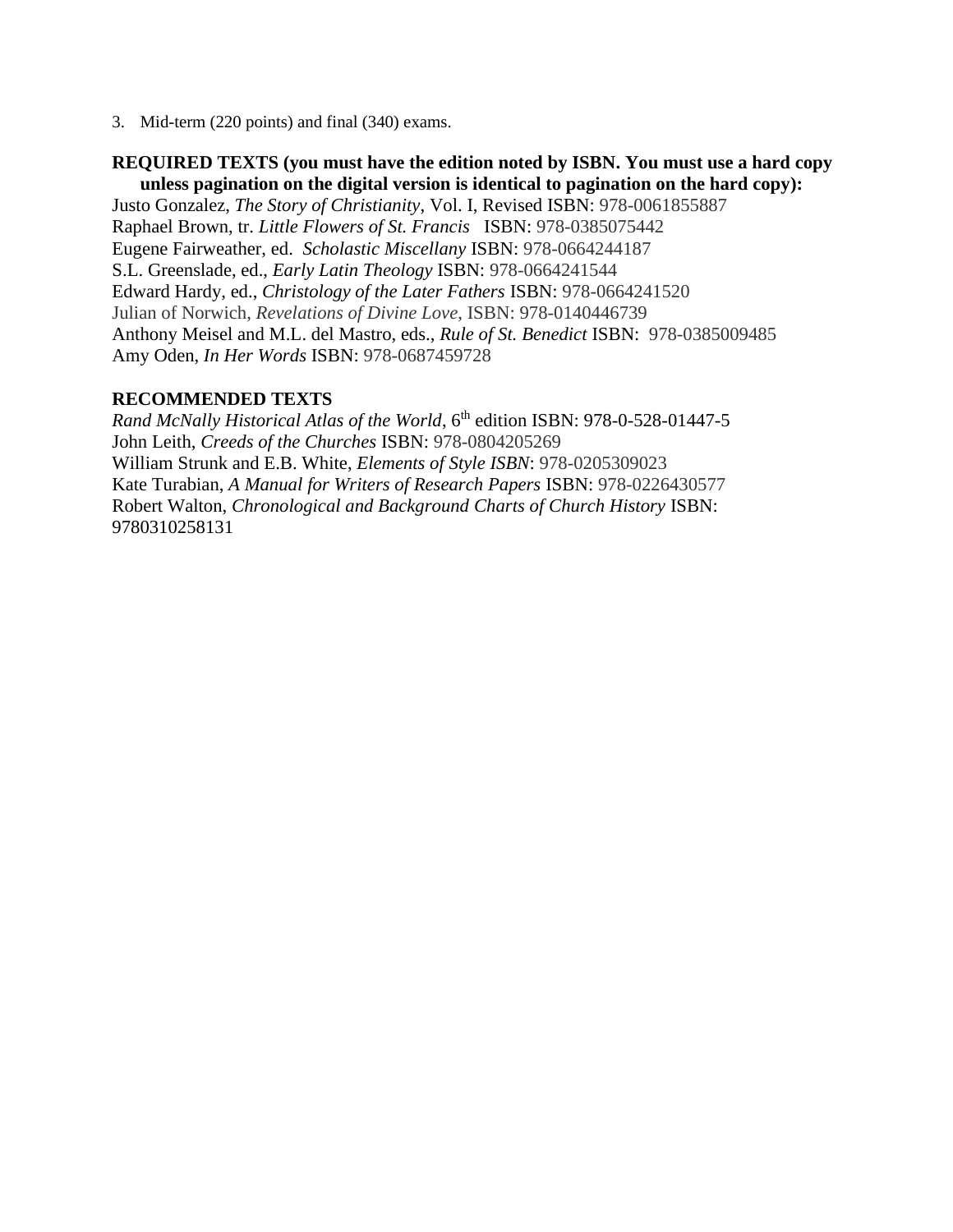3. Mid-term (220 points) and final (340) exams.

**REQUIRED TEXTS (you must have the edition noted by ISBN. You must use a hard copy unless pagination on the digital version is identical to pagination on the hard copy):**

Justo Gonzalez, *The Story of Christianity*, Vol. I, Revised ISBN: 978-0061855887
Raphael Brown, tr. *Little Flowers of St. Francis* ISBN: 978-0385075442
Eugene Fairweather, ed. *Scholastic Miscellany* ISBN: 978-0664244187
S.L. Greenslade, ed., *Early Latin Theology* ISBN: 978-0664241544
Edward Hardy, ed., *Christology of the Later Fathers* ISBN: 978-0664241520
Julian of Norwich, *Revelations of Divine Love*, ISBN: 978-0140446739
Anthony Meisel and M.L. del Mastro, eds., *Rule of St. Benedict* ISBN: 978-0385009485
Amy Oden, *In Her Words* ISBN: 978-0687459728

**RECOMMENDED TEXTS**

*Rand McNally Historical Atlas of the World*, 6th edition ISBN: 978-0-528-01447-5
John Leith, *Creeds of the Churches* ISBN: 978-0804205269
William Strunk and E.B. White, *Elements of Style ISBN*: 978-0205309023
Kate Turabian, *A Manual for Writers of Research Papers* ISBN: 978-0226430577
Robert Walton, *Chronological and Background Charts of Church History* ISBN: 9780310258131